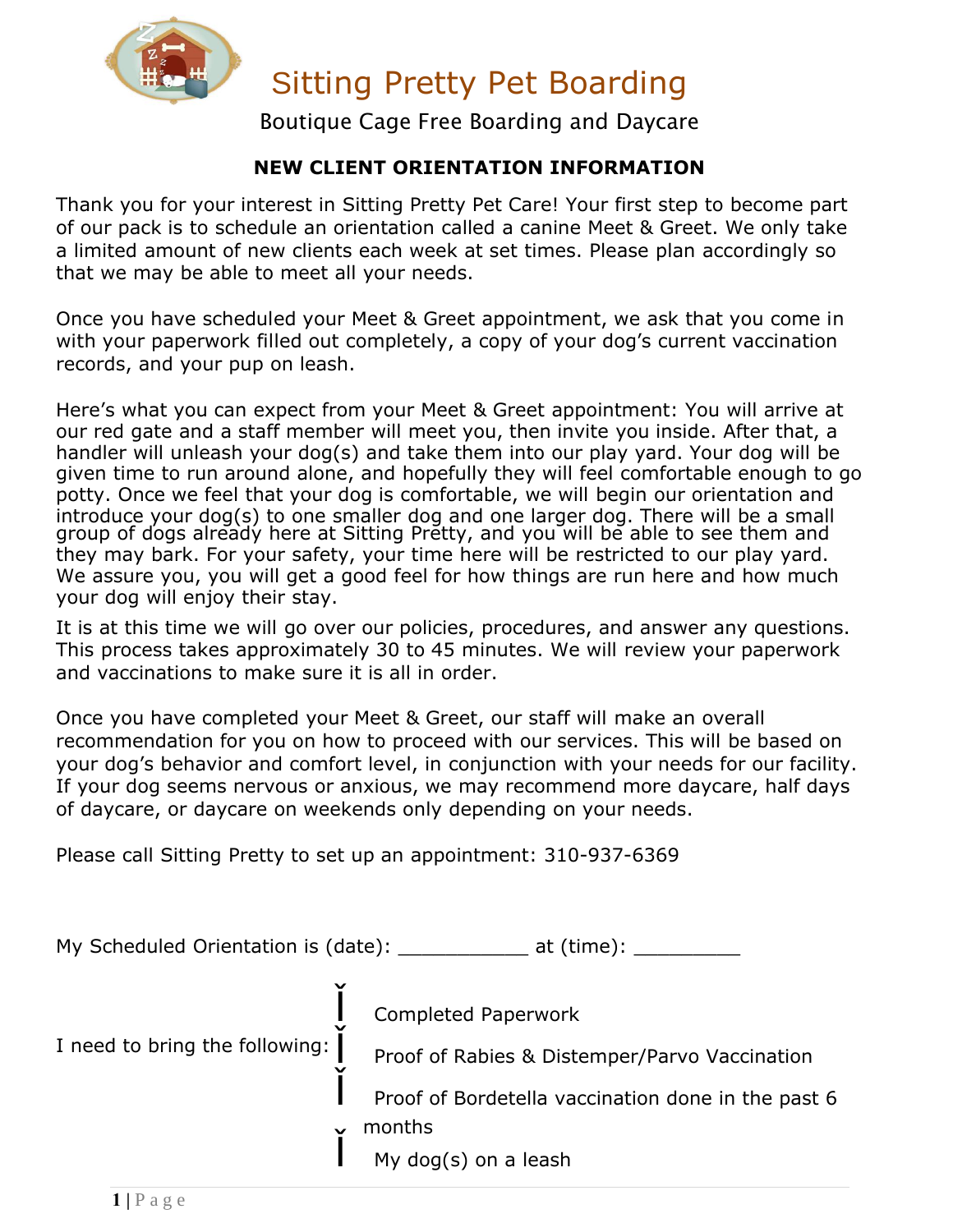# Sitting Pretty Pet Boarding

Boutique Cage Free Boarding and Daycare

## NEW CLIENT ORIENTATION INFORMATION

Thank you for your interest in Sitting Pretty Pet Care! Your first step to become part of our pack is to schedule an orientation called a canine Meet & Greet. We only take a limited amount of new clients each week at set times. Please plan accordingly so that we may be able to meet all your needs.

Once you have scheduled your Meet & Greet appointment, we ask that you come in with your paperwork filled out completely, a copy of your dog's current vaccination records, and your pup on leash.

Here's what you can expect from your Meet & Greet appointment: You will arrive at our red gate and a staff member will meet you, then invite you inside. After that, a handler will unleash your dog(s) and take them into our play yard. Your dog will be given time to run around alone, and hopefully they will feel comfortable enough to go potty. Once we feel that your dog is comfortable, we will begin our orientation and introduce your dog(s) to one smaller dog and one larger dog. There will be a small group of dogs already here at Sitting Pretty, and you will be able to see them and they may bark. For your safety, your time here will be restricted to our play yard. We assure you, you will get a good feel for how things are run here and how much your dog will enjoy their stay.

It is at this time we will go over our policies, procedures, and answer any questions. This process takes approximately 30 to 45 minutes. We will review your paperwork and vaccinations to make sure it is all in order.

Once you have completed your Meet & Greet, our staff will make an overall recommendation for you on how to proceed with our services. This will be based on your dog's behavior and comfort level, in conjunction with your needs for our facility. If your dog seems nervous or anxious, we may recommend more daycare, half days of daycare, or daycare on weekends only depending on your needs.

Please call Sitting Pretty to set up an appointment: 310-937-6369

My Scheduled Orientation is (date): ___________ at (time): _________

I need to bring the following:

- Completed Paperwork
- Proof of Rabies & Distemper/Parvo Vaccination
- Proof of Bordetella vaccination done in the past 6 months
- My dog(s) on a leash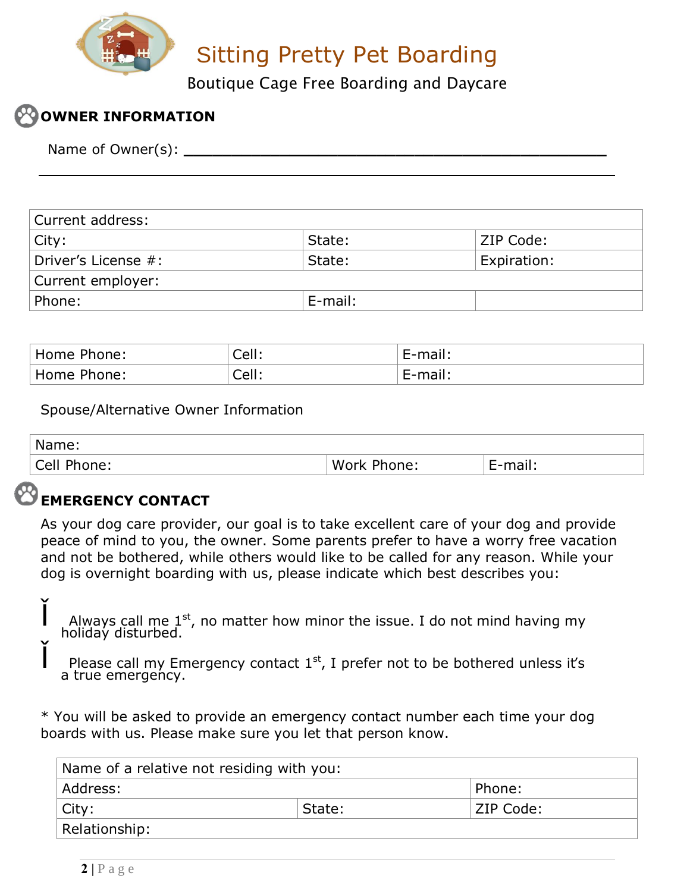# Sitting Pretty Pet Boarding

Boutique Cage Free Boarding and Daycare

## OWNER INFORMATION

Name of Owner(s): ________________________________________________

________________________________________________________________

| Current address: | | |
|---|---|---|
| City: | State: | ZIP Code: |
| Driver's License #: | State: | Expiration: |
| Current employer: | | |
| Phone: | E-mail: | |

| Home Phone: | Cell: | E-mail: |
|---|---|---|
| Home Phone: | Cell: | E-mail: |

Spouse/Alternative Owner Information

| Name: | | |
|---|---|---|
| Cell Phone: | Work Phone: | E-mail: |

## EMERGENCY CONTACT

As your dog care provider, our goal is to take excellent care of your dog and provide peace of mind to you, the owner. Some parents prefer to have a worry free vacation and not be bothered, while others would like to be called for any reason. While your dog is overnight boarding with us, please indicate which best describes you:

- ☐ Always call me 1st, no matter how minor the issue. I do not mind having my holiday disturbed.
- ☐ Please call my Emergency contact 1st, I prefer not to be bothered unless it's a true emergency.

* You will be asked to provide an emergency contact number each time your dog boards with us. Please make sure you let that person know.

| Name of a relative not residing with you: | | |
|---|---|---|
| Address: | | Phone: |
| City: | State: | ZIP Code: |
| Relationship: | | |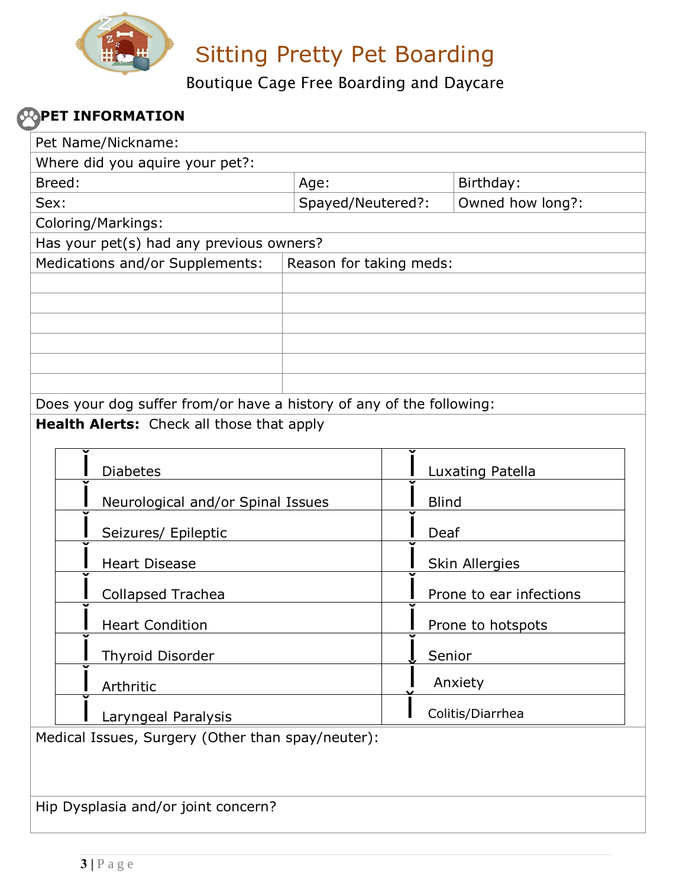# Sitting Pretty Pet Boarding

Boutique Cage Free Boarding and Daycare

## PET INFORMATION

| Pet Name/Nickname: | | |
|---|---|---|
| Where did you aquire your pet?: | | |
| Breed: | Age: | Birthday: |
| Sex: | Spayed/Neutered?: | Owned how long?: |
| Coloring/Markings: | | |
| Has your pet(s) had any previous owners? | | |

| Medications and/or Supplements: | Reason for taking meds: |
|---|---|
| | |
| | |
| | |
| | |
| | |
| | |

Does your dog suffer from/or have a history of any of the following:

**Health Alerts:** Check all those that apply

| | |
|---|---|
| ☐ Diabetes | ☐ Luxating Patella |
| ☐ Neurological and/or Spinal Issues | ☐ Blind |
| ☐ Seizures/ Epileptic | ☐ Deaf |
| ☐ Heart Disease | ☐ Skin Allergies |
| ☐ Collapsed Trachea | ☐ Prone to ear infections |
| ☐ Heart Condition | ☐ Prone to hotspots |
| ☐ Thyroid Disorder | ☐ Senior |
| ☐ Arthritic | ☐ Anxiety |
| ☐ Laryngeal Paralysis | ☐ Colitis/Diarrhea |

Medical Issues, Surgery (Other than spay/neuter):

Hip Dysplasia and/or joint concern?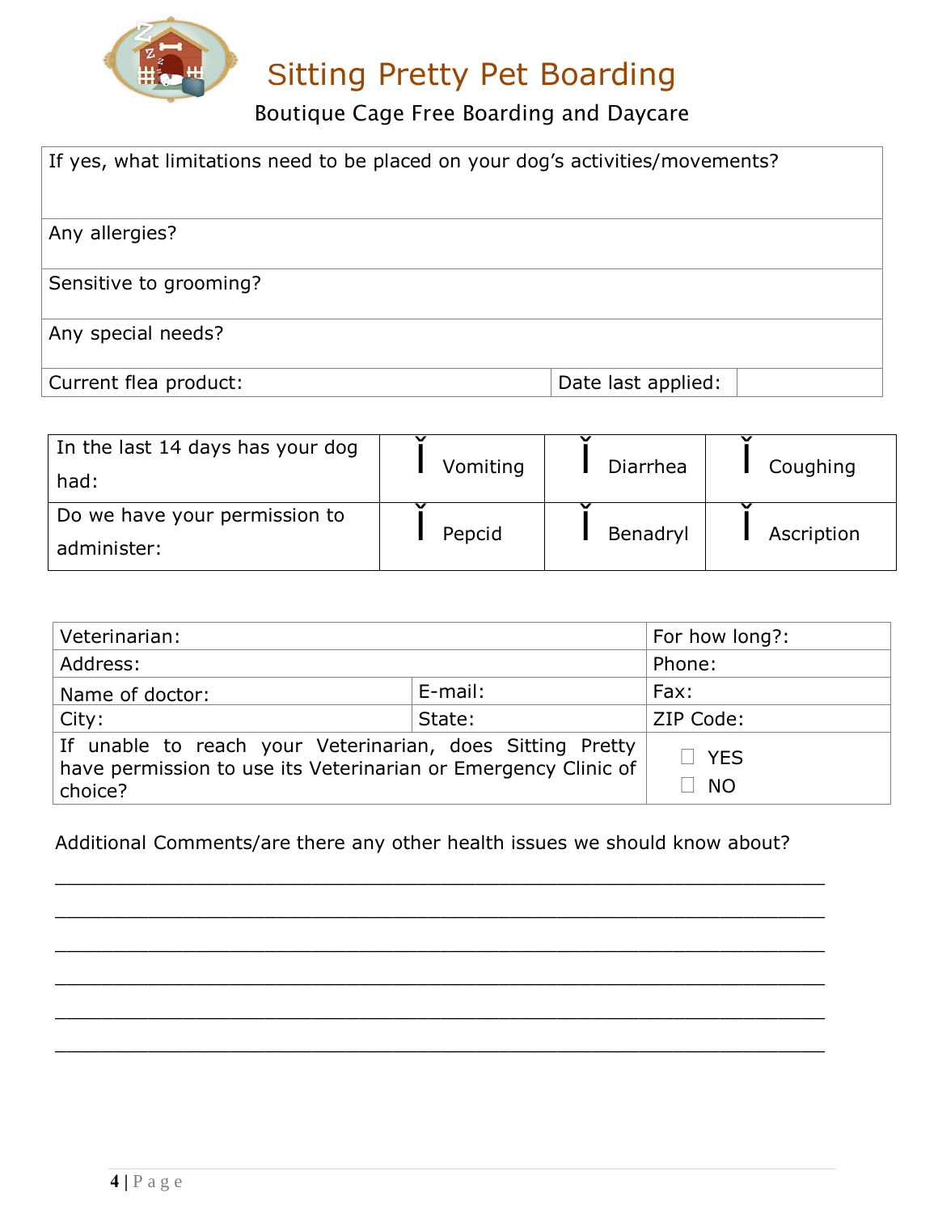# Sitting Pretty Pet Boarding

Boutique Cage Free Boarding and Daycare

| If yes, what limitations need to be placed on your dog's activities/movements? | | |
|---|---|---|
| Any allergies? | | |
| Sensitive to grooming? | | |
| Any special needs? | | |
| Current flea product: | Date last applied: | |

| In the last 14 days has your dog had: | ☐ Vomiting | ☐ Diarrhea | ☐ Coughing |
|---|---|---|---|
| Do we have your permission to administer: | ☐ Pepcid | ☐ Benadryl | ☐ Ascription |

| Veterinarian: | | For how long?: |
|---|---|---|
| Address: | | Phone: |
| Name of doctor: | E-mail: | Fax: |
| City: | State: | ZIP Code: |
| If unable to reach your Veterinarian, does Sitting Pretty have permission to use its Veterinarian or Emergency Clinic of choice? | | ☐ YES ☐ NO |

Additional Comments/are there any other health issues we should know about?

_______________________________________________________________________

_______________________________________________________________________

_______________________________________________________________________

_______________________________________________________________________

_______________________________________________________________________

_______________________________________________________________________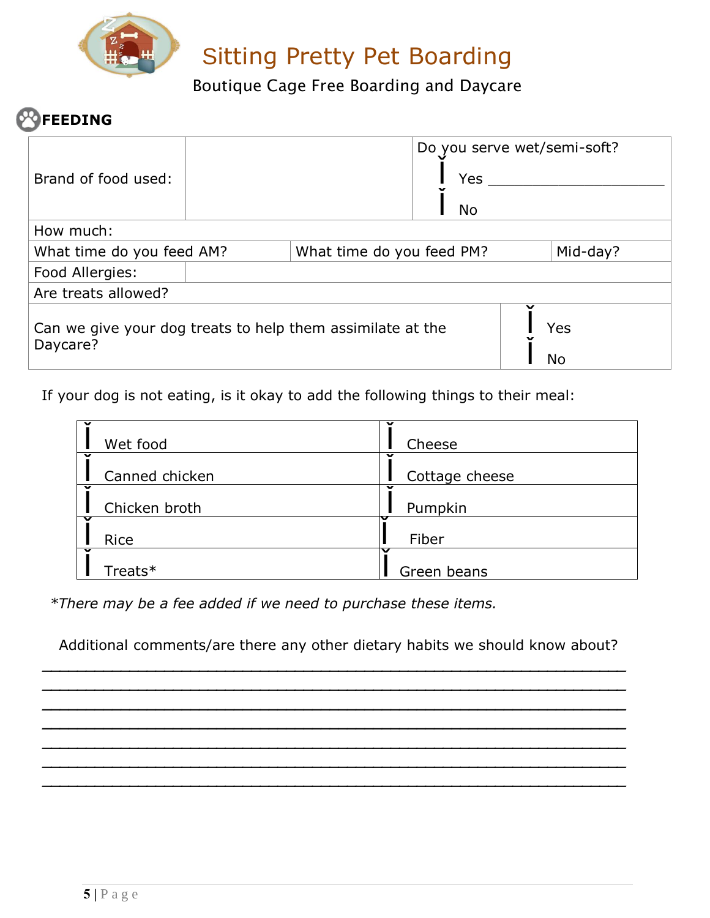# Sitting Pretty Pet Boarding

Boutique Cage Free Boarding and Daycare

## FEEDING

| Brand of food used: | | Do you serve wet/semi-soft?<br>☐ Yes ____________________<br>☐ No |
|---|---|---|
| How much: | | |
| What time do you feed AM? | What time do you feed PM? | Mid-day? |
| Food Allergies: | | |
| Are treats allowed? | | |
| Can we give your dog treats to help them assimilate at the Daycare? | | ☐ Yes<br>☐ No |

If your dog is not eating, is it okay to add the following things to their meal:

| | |
|---|---|
| ☐ Wet food | ☐ Cheese |
| ☐ Canned chicken | ☐ Cottage cheese |
| ☐ Chicken broth | ☐ Pumpkin |
| ☐ Rice | ☐ Fiber |
| ☐ Treats* | ☐ Green beans |

*\*There may be a fee added if we need to purchase these items.*

Additional comments/are there any other dietary habits we should know about?

___________________________________________________________________

___________________________________________________________________

___________________________________________________________________

___________________________________________________________________

___________________________________________________________________

___________________________________________________________________

___________________________________________________________________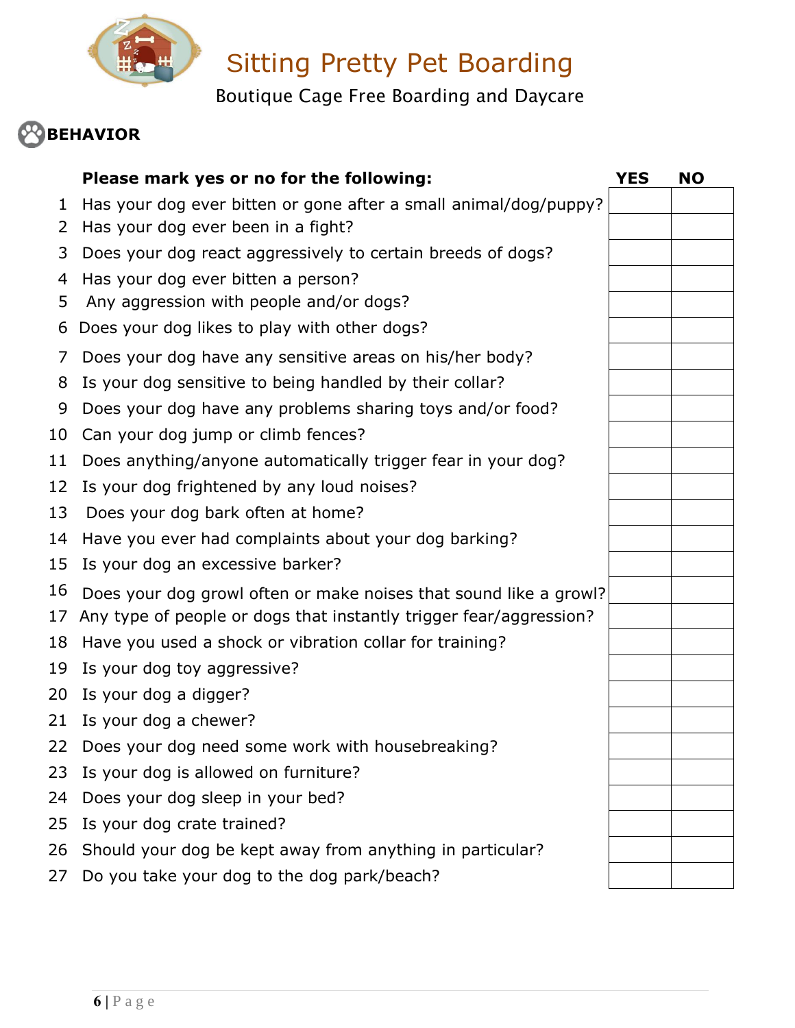# Sitting Pretty Pet Boarding

Boutique Cage Free Boarding and Daycare

## BEHAVIOR

| | **Please mark yes or no for the following:** | **YES** | **NO** |
|---|---|---|---|
| 1 | Has your dog ever bitten or gone after a small animal/dog/puppy? | | |
| 2 | Has your dog ever been in a fight? | | |
| 3 | Does your dog react aggressively to certain breeds of dogs? | | |
| 4 | Has your dog ever bitten a person? | | |
| 5 | Any aggression with people and/or dogs? | | |
| 6 | Does your dog likes to play with other dogs? | | |
| 7 | Does your dog have any sensitive areas on his/her body? | | |
| 8 | Is your dog sensitive to being handled by their collar? | | |
| 9 | Does your dog have any problems sharing toys and/or food? | | |
| 10 | Can your dog jump or climb fences? | | |
| 11 | Does anything/anyone automatically trigger fear in your dog? | | |
| 12 | Is your dog frightened by any loud noises? | | |
| 13 | Does your dog bark often at home? | | |
| 14 | Have you ever had complaints about your dog barking? | | |
| 15 | Is your dog an excessive barker? | | |
| 16 | Does your dog growl often or make noises that sound like a growl? | | |
| 17 | Any type of people or dogs that instantly trigger fear/aggression? | | |
| 18 | Have you used a shock or vibration collar for training? | | |
| 19 | Is your dog toy aggressive? | | |
| 20 | Is your dog a digger? | | |
| 21 | Is your dog a chewer? | | |
| 22 | Does your dog need some work with housebreaking? | | |
| 23 | Is your dog is allowed on furniture? | | |
| 24 | Does your dog sleep in your bed? | | |
| 25 | Is your dog crate trained? | | |
| 26 | Should your dog be kept away from anything in particular? | | |
| 27 | Do you take your dog to the dog park/beach? | | |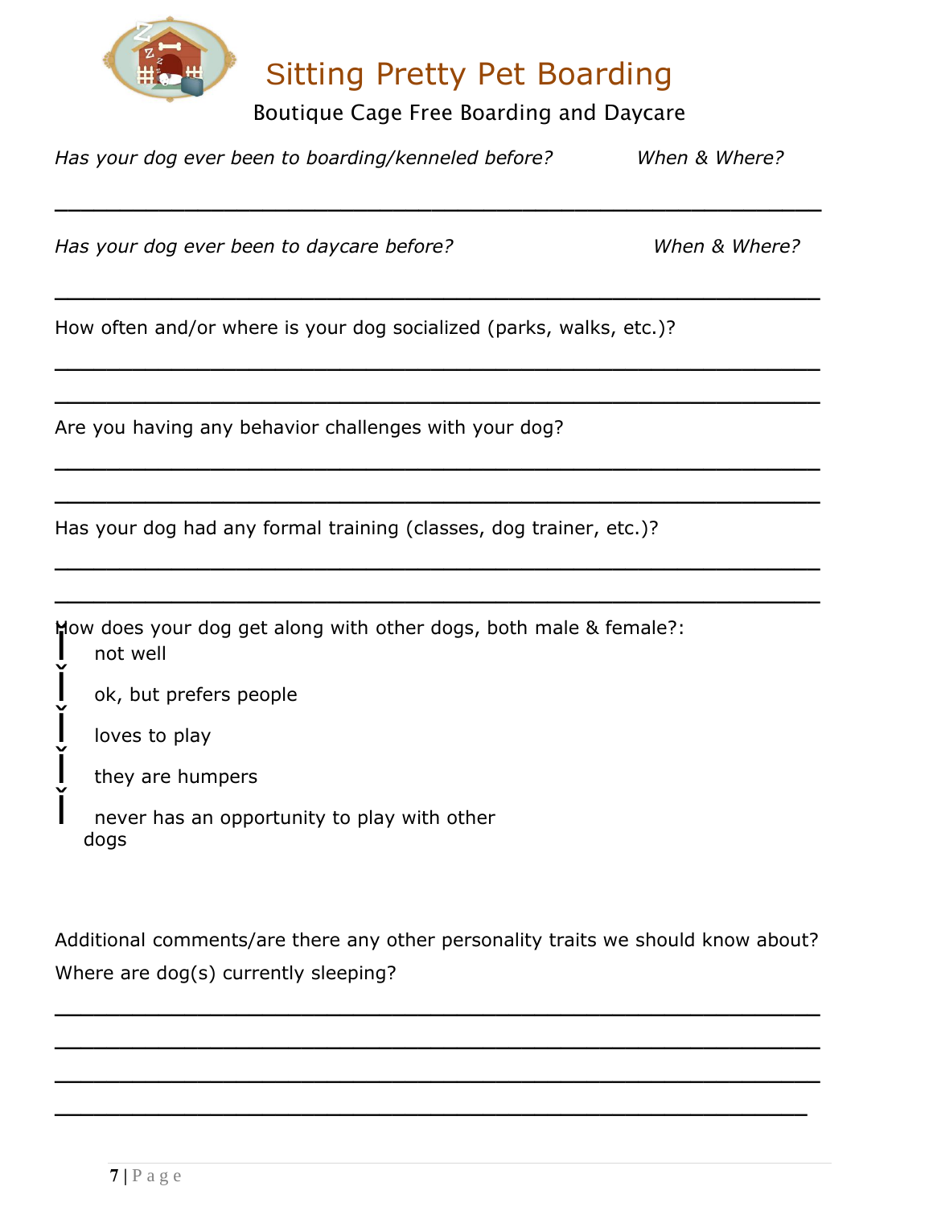# Sitting Pretty Pet Boarding

Boutique Cage Free Boarding and Daycare

*Has your dog ever been to boarding/kenneled before?* *When & Where?*

___________________________________________________________________

*Has your dog ever been to daycare before?* *When & Where?*

___________________________________________________________________

How often and/or where is your dog socialized (parks, walks, etc.)?

___________________________________________________________________

___________________________________________________________________

Are you having any behavior challenges with your dog?

___________________________________________________________________

___________________________________________________________________

Has your dog had any formal training (classes, dog trainer, etc.)?

___________________________________________________________________

___________________________________________________________________

How does your dog get along with other dogs, both male & female?:

- not well
- ok, but prefers people
- loves to play
- they are humpers
- never has an opportunity to play with other dogs

Additional comments/are there any other personality traits we should know about?

Where are dog(s) currently sleeping?

___________________________________________________________________

___________________________________________________________________

___________________________________________________________________

___________________________________________________________________